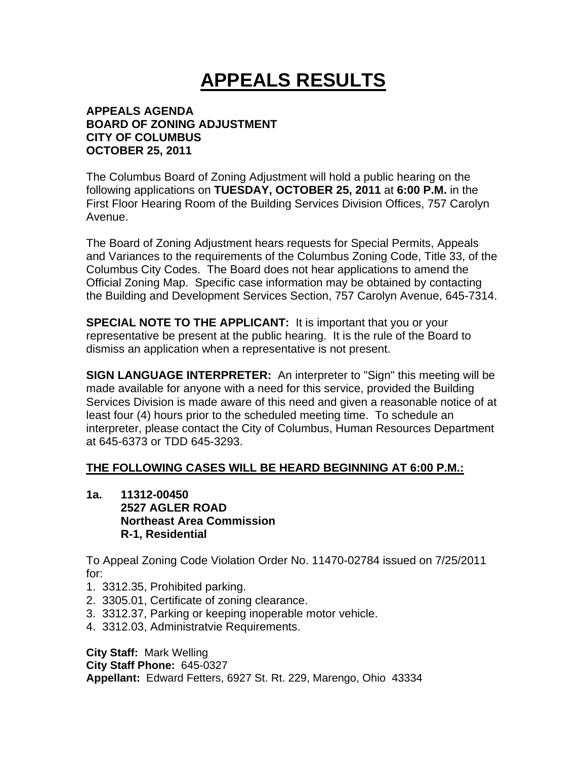# APPEALS RESULTS

**APPEALS AGENDA**
**BOARD OF ZONING ADJUSTMENT**
**CITY OF COLUMBUS**
**OCTOBER 25, 2011**

The Columbus Board of Zoning Adjustment will hold a public hearing on the following applications on **TUESDAY, OCTOBER 25, 2011** at **6:00 P.M.** in the First Floor Hearing Room of the Building Services Division Offices, 757 Carolyn Avenue.

The Board of Zoning Adjustment hears requests for Special Permits, Appeals and Variances to the requirements of the Columbus Zoning Code, Title 33, of the Columbus City Codes. The Board does not hear applications to amend the Official Zoning Map. Specific case information may be obtained by contacting the Building and Development Services Section, 757 Carolyn Avenue, 645-7314.

**SPECIAL NOTE TO THE APPLICANT:** It is important that you or your representative be present at the public hearing. It is the rule of the Board to dismiss an application when a representative is not present.

**SIGN LANGUAGE INTERPRETER:** An interpreter to "Sign" this meeting will be made available for anyone with a need for this service, provided the Building Services Division is made aware of this need and given a reasonable notice of at least four (4) hours prior to the scheduled meeting time. To schedule an interpreter, please contact the City of Columbus, Human Resources Department at 645-6373 or TDD 645-3293.

**<u>THE FOLLOWING CASES WILL BE HEARD BEGINNING AT 6:00 P.M.:</u>**

**1a. 11312-00450**
**2527 AGLER ROAD**
**Northeast Area Commission**
**R-1, Residential**

To Appeal Zoning Code Violation Order No. 11470-02784 issued on 7/25/2011 for:

1. 3312.35, Prohibited parking.
2. 3305.01, Certificate of zoning clearance.
3. 3312.37, Parking or keeping inoperable motor vehicle.
4. 3312.03, Administratvie Requirements.

**City Staff:** Mark Welling
**City Staff Phone:** 645-0327
**Appellant:** Edward Fetters, 6927 St. Rt. 229, Marengo, Ohio 43334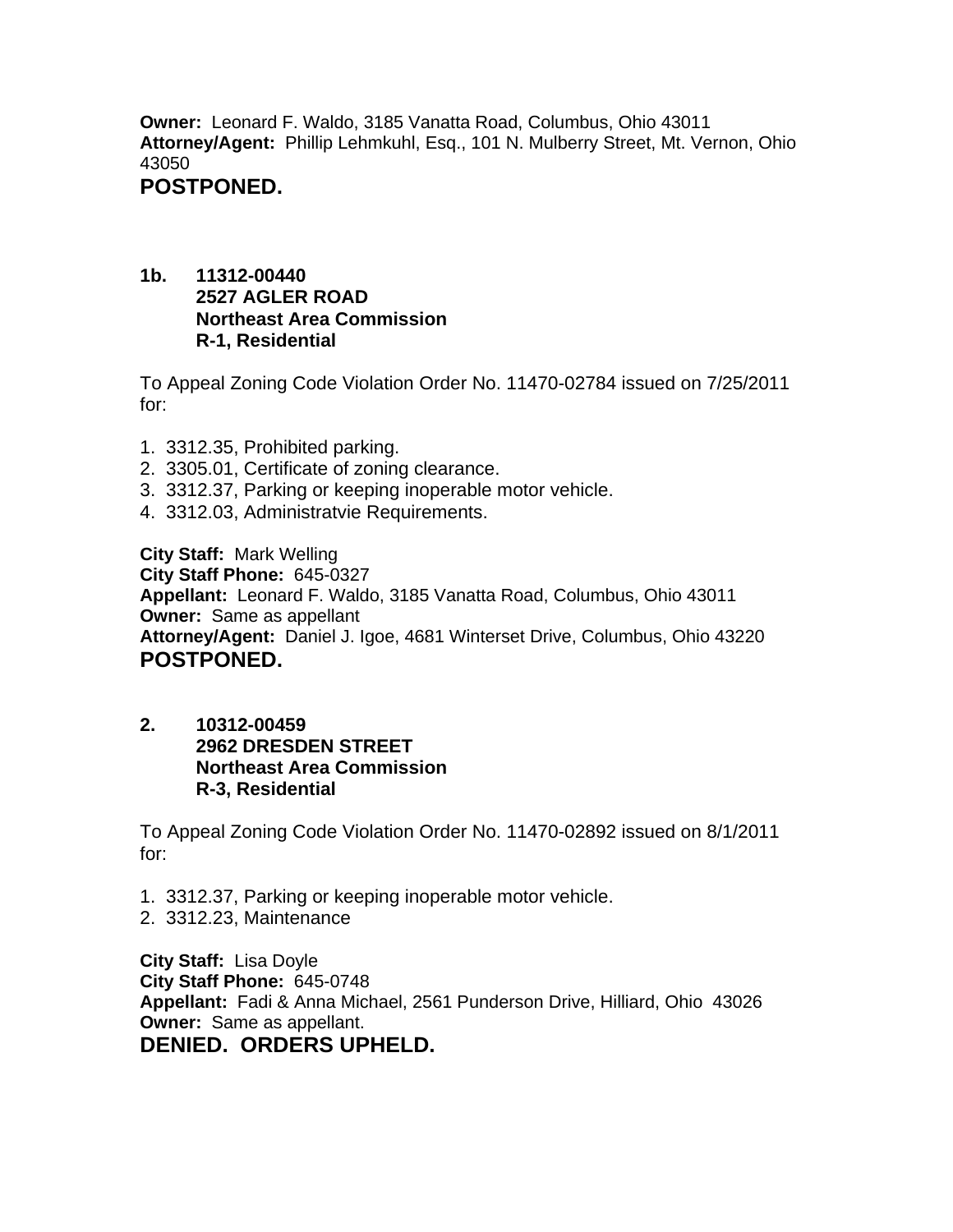**Owner:** Leonard F. Waldo, 3185 Vanatta Road, Columbus, Ohio 43011
**Attorney/Agent:** Phillip Lehmkuhl, Esq., 101 N. Mulberry Street, Mt. Vernon, Ohio 43050
**POSTPONED.**

**1b. 11312-00440**
**2527 AGLER ROAD**
**Northeast Area Commission**
**R-1, Residential**

To Appeal Zoning Code Violation Order No. 11470-02784 issued on 7/25/2011 for:

1. 3312.35, Prohibited parking.
2. 3305.01, Certificate of zoning clearance.
3. 3312.37, Parking or keeping inoperable motor vehicle.
4. 3312.03, Administratvie Requirements.

**City Staff:** Mark Welling
**City Staff Phone:** 645-0327
**Appellant:** Leonard F. Waldo, 3185 Vanatta Road, Columbus, Ohio 43011
**Owner:** Same as appellant
**Attorney/Agent:** Daniel J. Igoe, 4681 Winterset Drive, Columbus, Ohio 43220
**POSTPONED.**

**2. 10312-00459**
**2962 DRESDEN STREET**
**Northeast Area Commission**
**R-3, Residential**

To Appeal Zoning Code Violation Order No. 11470-02892 issued on 8/1/2011 for:

1. 3312.37, Parking or keeping inoperable motor vehicle.
2. 3312.23, Maintenance

**City Staff:** Lisa Doyle
**City Staff Phone:** 645-0748
**Appellant:** Fadi & Anna Michael, 2561 Punderson Drive, Hilliard, Ohio 43026
**Owner:** Same as appellant.
**DENIED. ORDERS UPHELD.**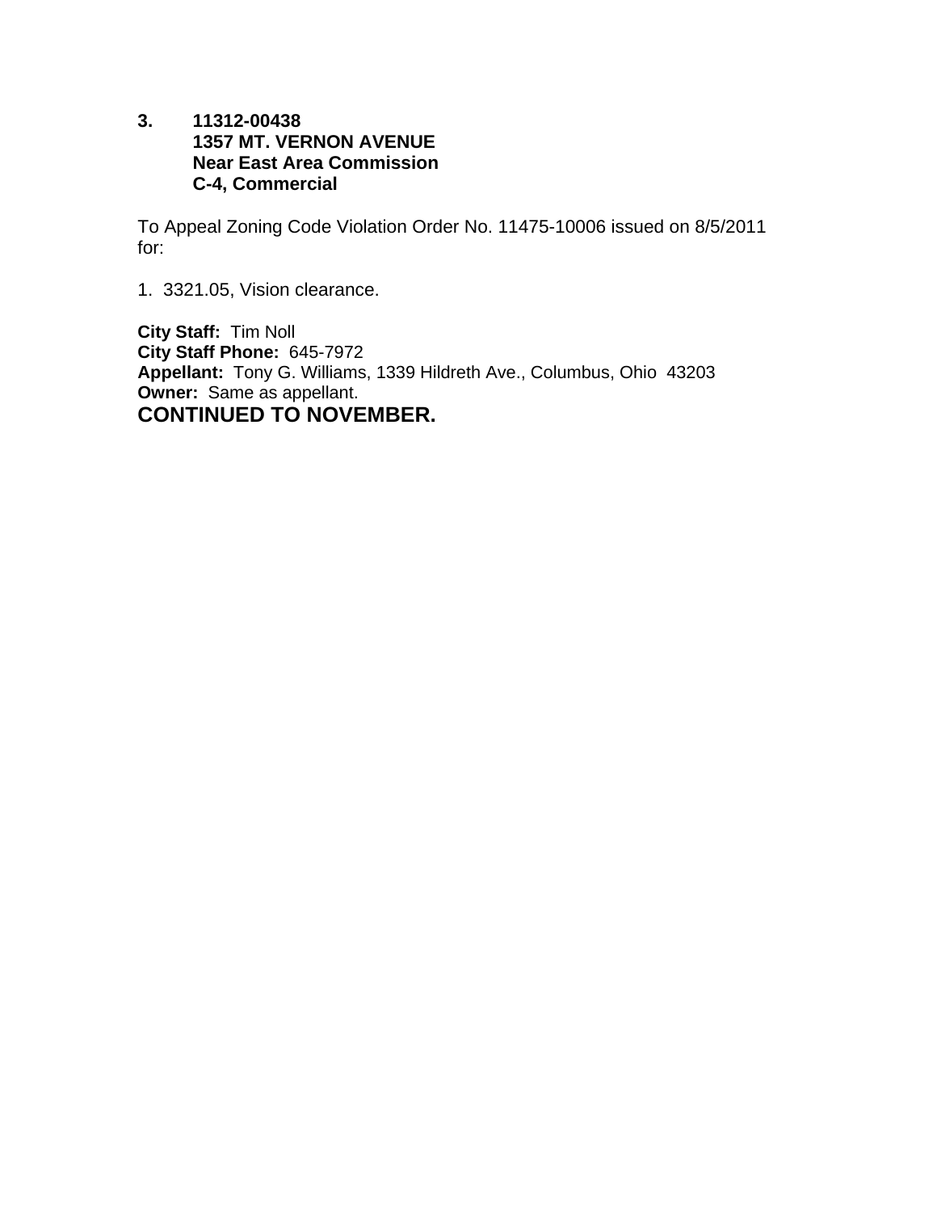**3. 11312-00438**
**1357 MT. VERNON AVENUE**
**Near East Area Commission**
**C-4, Commercial**

To Appeal Zoning Code Violation Order No. 11475-10006 issued on 8/5/2011 for:

1. 3321.05, Vision clearance.

**City Staff:** Tim Noll
**City Staff Phone:** 645-7972
**Appellant:** Tony G. Williams, 1339 Hildreth Ave., Columbus, Ohio 43203
**Owner:** Same as appellant.
**CONTINUED TO NOVEMBER.**